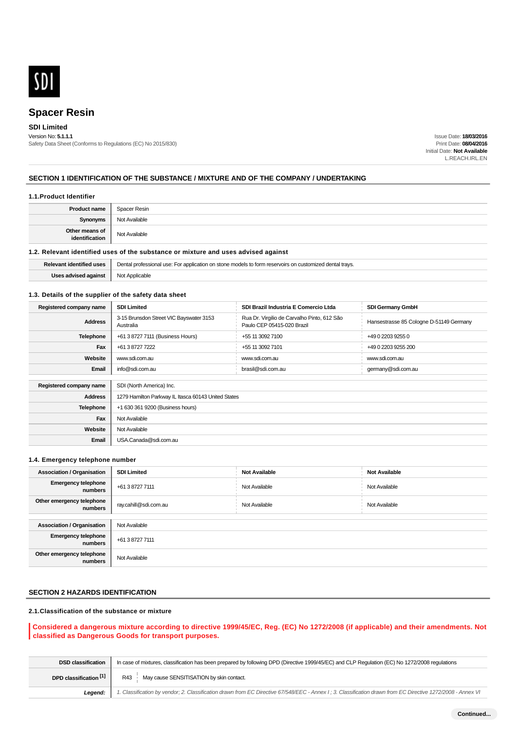SDI

# Spacer Resin

**SDI Limited**

Version No: **5.1.1.1**
Safety Data Sheet (Conforms to Regulations (EC) No 2015/830)

Issue Date: **18/03/2016**
Print Date: **08/04/2016**
Initial Date: **Not Available**
L.REACH.IRL.EN

## SECTION 1 IDENTIFICATION OF THE SUBSTANCE / MIXTURE AND OF THE COMPANY / UNDERTAKING

### 1.1.Product Identifier

| | |
|---|---|
| **Product name** | Spacer Resin |
| **Synonyms** | Not Available |
| **Other means of identification** | Not Available |

### 1.2. Relevant identified uses of the substance or mixture and uses advised against

| | |
|---|---|
| **Relevant identified uses** | Dental professional use: For application on stone models to form reservoirs on customized dental trays. |
| **Uses advised against** | Not Applicable |

### 1.3. Details of the supplier of the safety data sheet

| **Registered company name** | **SDI Limited** | **SDI Brazil Industria E Comercio Ltda** | **SDI Germany GmbH** |
|---|---|---|---|
| **Address** | 3-15 Brunsdon Street VIC Bayswater 3153 Australia | Rua Dr. Virgilio de Carvalho Pinto, 612 São Paulo CEP 05415-020 Brazil | Hansestrasse 85 Cologne D-51149 Germany |
| **Telephone** | +61 3 8727 7111 (Business Hours) | +55 11 3092 7100 | +49 0 2203 9255 0 |
| **Fax** | +61 3 8727 7222 | +55 11 3092 7101 | +49 0 2203 9255 200 |
| **Website** | www.sdi.com.au | www.sdi.com.au | www.sdi.com.au |
| **Email** | info@sdi.com.au | brasil@sdi.com.au | germany@sdi.com.au |

| | |
|---|---|
| **Registered company name** | SDI (North America) Inc. |
| **Address** | 1279 Hamilton Parkway IL Itasca 60143 United States |
| **Telephone** | +1 630 361 9200 (Business hours) |
| **Fax** | Not Available |
| **Website** | Not Available |
| **Email** | USA.Canada@sdi.com.au |

### 1.4. Emergency telephone number

| **Association / Organisation** | **SDI Limited** | **Not Available** | **Not Available** |
|---|---|---|---|
| **Emergency telephone numbers** | +61 3 8727 7111 | Not Available | Not Available |
| **Other emergency telephone numbers** | ray.cahill@sdi.com.au | Not Available | Not Available |

| | |
|---|---|
| **Association / Organisation** | Not Available |
| **Emergency telephone numbers** | +61 3 8727 7111 |
| **Other emergency telephone numbers** | Not Available |

## SECTION 2 HAZARDS IDENTIFICATION

### 2.1.Classification of the substance or mixture

**Considered a dangerous mixture according to directive 1999/45/EC, Reg. (EC) No 1272/2008 (if applicable) and their amendments. Not classified as Dangerous Goods for transport purposes.**

| | |
|---|---|
| **DSD classification** | In case of mixtures, classification has been prepared by following DPD (Directive 1999/45/EC) and CLP Regulation (EC) No 1272/2008 regulations |
| **DPD classification [1]** | R43 May cause SENSITISATION by skin contact. |
| ***Legend:*** | *1. Classification by vendor; 2. Classification drawn from EC Directive 67/548/EEC - Annex I ; 3. Classification drawn from EC Directive 1272/2008 - Annex VI* |

Continued...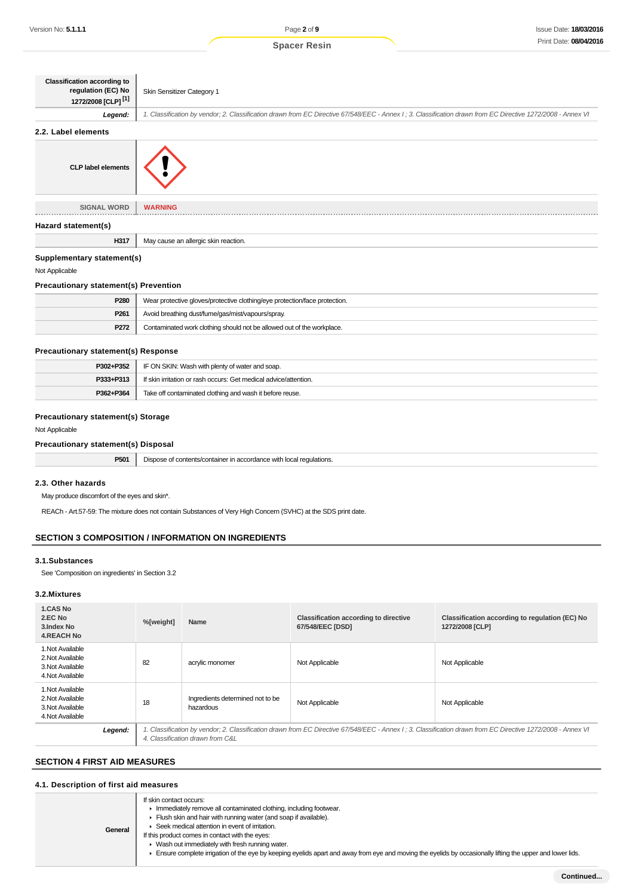| Classification according to regulation (EC) No 1272/2008 [CLP] [1] | Skin Sensitizer Category 1 |
|---|---|
| *Legend:* | *1. Classification by vendor; 2. Classification drawn from EC Directive 67/548/EEC - Annex I ; 3. Classification drawn from EC Directive 1272/2008 - Annex VI* |

### 2.2. Label elements

| CLP label elements | |
|---|---|
| SIGNAL WORD | **WARNING** |

### Hazard statement(s)

| H317 | May cause an allergic skin reaction. |
|---|---|

### Supplementary statement(s)

Not Applicable

### Precautionary statement(s) Prevention

| P280 | Wear protective gloves/protective clothing/eye protection/face protection. |
|---|---|
| P261 | Avoid breathing dust/fume/gas/mist/vapours/spray. |
| P272 | Contaminated work clothing should not be allowed out of the workplace. |

### Precautionary statement(s) Response

| P302+P352 | IF ON SKIN: Wash with plenty of water and soap. |
|---|---|
| P333+P313 | If skin irritation or rash occurs: Get medical advice/attention. |
| P362+P364 | Take off contaminated clothing and wash it before reuse. |

### Precautionary statement(s) Storage

Not Applicable

### Precautionary statement(s) Disposal

| P501 | Dispose of contents/container in accordance with local regulations. |
|---|---|

### 2.3. Other hazards

May produce discomfort of the eyes and skin*.

REACh - Art.57-59: The mixture does not contain Substances of Very High Concern (SVHC) at the SDS print date.

## SECTION 3 COMPOSITION / INFORMATION ON INGREDIENTS

### 3.1.Substances

See 'Composition on ingredients' in Section 3.2

### 3.2.Mixtures

| 1.CAS No 2.EC No 3.Index No 4.REACH No | %[weight] | Name | Classification according to directive 67/548/EEC [DSD] | Classification according to regulation (EC) No 1272/2008 [CLP] |
|---|---|---|---|---|
| 1.Not Available 2.Not Available 3.Not Available 4.Not Available | 82 | acrylic monomer | Not Applicable | Not Applicable |
| 1.Not Available 2.Not Available 3.Not Available 4.Not Available | 18 | Ingredients determined not to be hazardous | Not Applicable | Not Applicable |
| *Legend:* | *1. Classification by vendor; 2. Classification drawn from EC Directive 67/548/EEC - Annex I ; 3. Classification drawn from EC Directive 1272/2008 - Annex VI 4. Classification drawn from C&L* | | | |

## SECTION 4 FIRST AID MEASURES

### 4.1. Description of first aid measures

| General | If skin contact occurs:<br>▸ Immediately remove all contaminated clothing, including footwear.<br>▸ Flush skin and hair with running water (and soap if available).<br>▸ Seek medical attention in event of irritation.<br>If this product comes in contact with the eyes:<br>▸ Wash out immediately with fresh running water.<br>▸ Ensure complete irrigation of the eye by keeping eyelids apart and away from eye and moving the eyelids by occasionally lifting the upper and lower lids. |
|---|---|

**Continued...**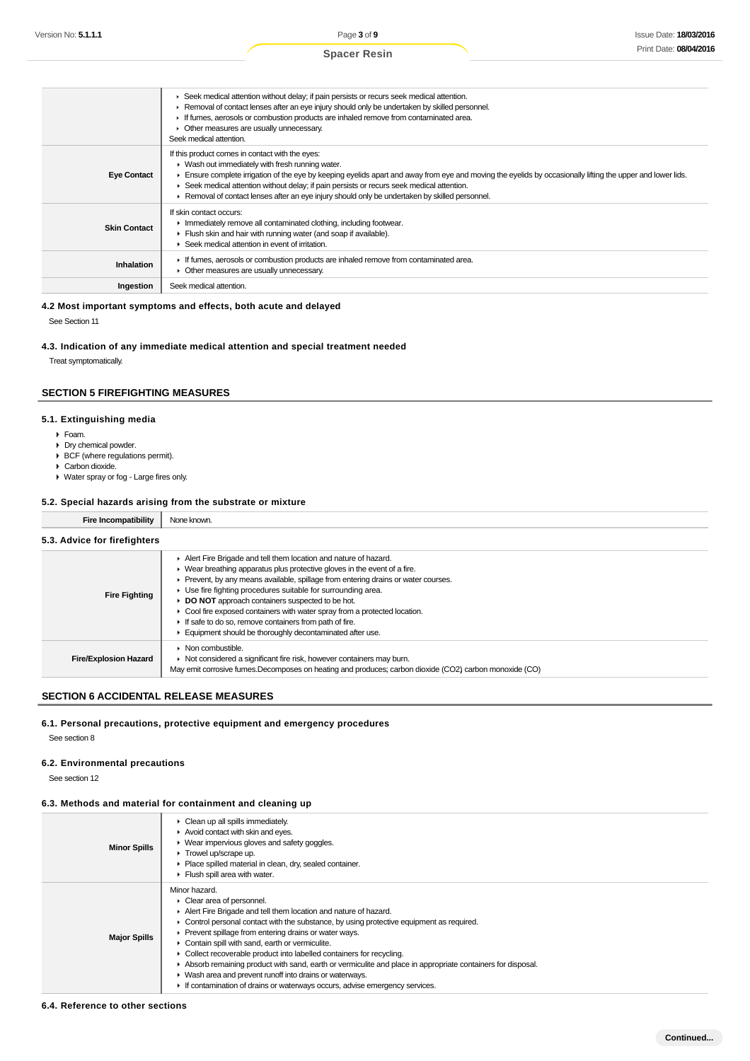| | |
|---|---|
| | ▸ Seek medical attention without delay; if pain persists or recurs seek medical attention.<br>▸ Removal of contact lenses after an eye injury should only be undertaken by skilled personnel.<br>▸ If fumes, aerosols or combustion products are inhaled remove from contaminated area.<br>▸ Other measures are usually unnecessary.<br>Seek medical attention. |
| **Eye Contact** | If this product comes in contact with the eyes:<br>▸ Wash out immediately with fresh running water.<br>▸ Ensure complete irrigation of the eye by keeping eyelids apart and away from eye and moving the eyelids by occasionally lifting the upper and lower lids.<br>▸ Seek medical attention without delay; if pain persists or recurs seek medical attention.<br>▸ Removal of contact lenses after an eye injury should only be undertaken by skilled personnel. |
| **Skin Contact** | If skin contact occurs:<br>▸ Immediately remove all contaminated clothing, including footwear.<br>▸ Flush skin and hair with running water (and soap if available).<br>▸ Seek medical attention in event of irritation. |
| **Inhalation** | ▸ If fumes, aerosols or combustion products are inhaled remove from contaminated area.<br>▸ Other measures are usually unnecessary. |
| **Ingestion** | Seek medical attention. |

### 4.2 Most important symptoms and effects, both acute and delayed

See Section 11

### 4.3. Indication of any immediate medical attention and special treatment needed

Treat symptomatically.

## SECTION 5 FIREFIGHTING MEASURES

### 5.1. Extinguishing media

- Foam.
- Dry chemical powder.
- BCF (where regulations permit).
- Carbon dioxide.
- Water spray or fog - Large fires only.

### 5.2. Special hazards arising from the substrate or mixture

| | |
|---|---|
| **Fire Incompatibility** | None known. |

### 5.3. Advice for firefighters

| | |
|---|---|
| **Fire Fighting** | ▸ Alert Fire Brigade and tell them location and nature of hazard.<br>▸ Wear breathing apparatus plus protective gloves in the event of a fire.<br>▸ Prevent, by any means available, spillage from entering drains or water courses.<br>▸ Use fire fighting procedures suitable for surrounding area.<br>▸ **DO NOT** approach containers suspected to be hot.<br>▸ Cool fire exposed containers with water spray from a protected location.<br>▸ If safe to do so, remove containers from path of fire.<br>▸ Equipment should be thoroughly decontaminated after use. |
| **Fire/Explosion Hazard** | ▸ Non combustible.<br>▸ Not considered a significant fire risk, however containers may burn.<br>May emit corrosive fumes.Decomposes on heating and produces; carbon dioxide ($CO_2$) carbon monoxide (CO) |

## SECTION 6 ACCIDENTAL RELEASE MEASURES

### 6.1. Personal precautions, protective equipment and emergency procedures

See section 8

### 6.2. Environmental precautions

See section 12

### 6.3. Methods and material for containment and cleaning up

| | |
|---|---|
| **Minor Spills** | ▸ Clean up all spills immediately.<br>▸ Avoid contact with skin and eyes.<br>▸ Wear impervious gloves and safety goggles.<br>▸ Trowel up/scrape up.<br>▸ Place spilled material in clean, dry, sealed container.<br>▸ Flush spill area with water. |
| **Major Spills** | Minor hazard.<br>▸ Clear area of personnel.<br>▸ Alert Fire Brigade and tell them location and nature of hazard.<br>▸ Control personal contact with the substance, by using protective equipment as required.<br>▸ Prevent spillage from entering drains or water ways.<br>▸ Contain spill with sand, earth or vermiculite.<br>▸ Collect recoverable product into labelled containers for recycling.<br>▸ Absorb remaining product with sand, earth or vermiculite and place in appropriate containers for disposal.<br>▸ Wash area and prevent runoff into drains or waterways.<br>▸ If contamination of drains or waterways occurs, advise emergency services. |

### 6.4. Reference to other sections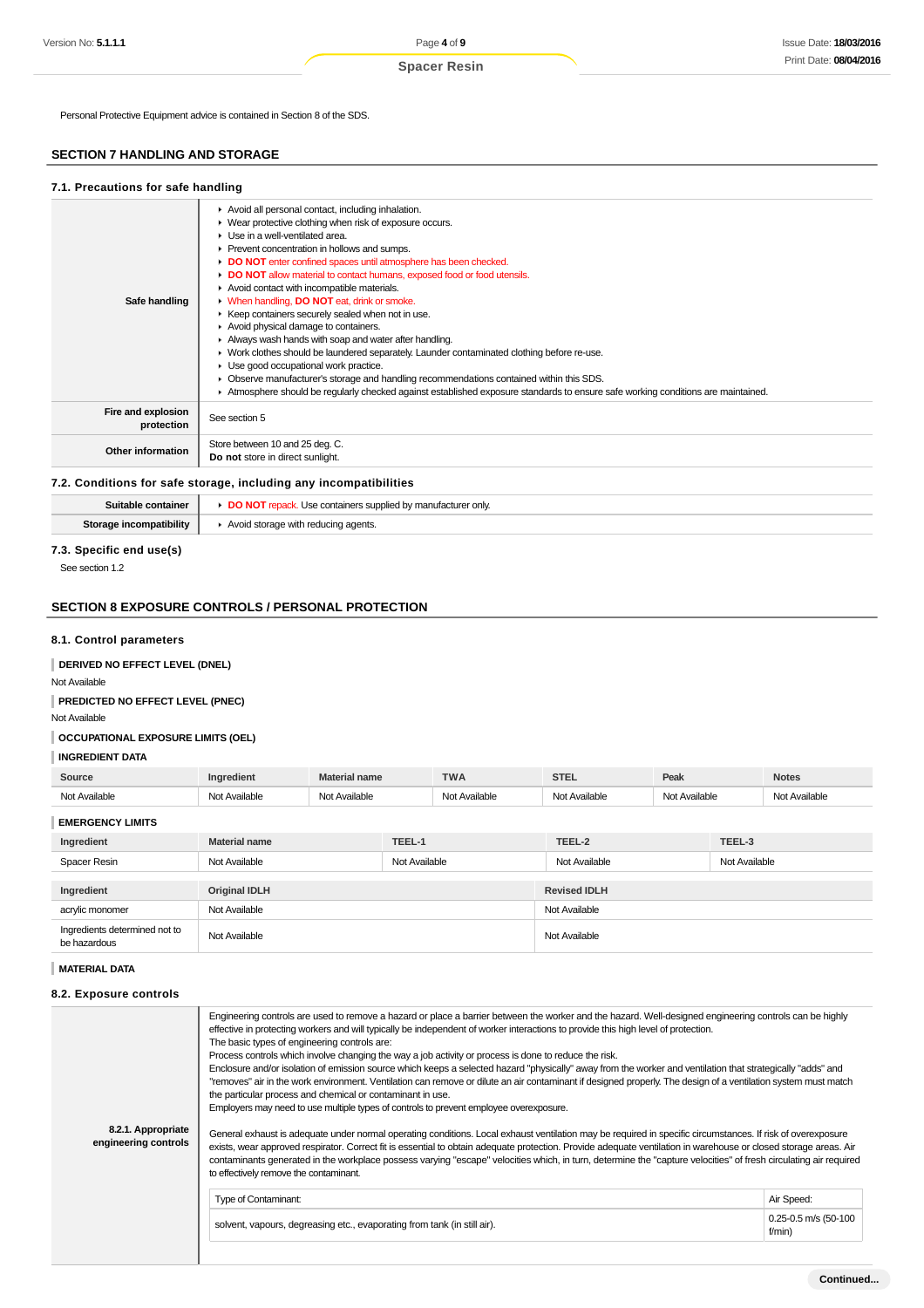Personal Protective Equipment advice is contained in Section 8 of the SDS.

## SECTION 7 HANDLING AND STORAGE

### 7.1. Precautions for safe handling

| | |
|---|---|
| **Safe handling** | ▸ Avoid all personal contact, including inhalation.<br>▸ Wear protective clothing when risk of exposure occurs.<br>▸ Use in a well-ventilated area.<br>▸ Prevent concentration in hollows and sumps.<br>▸ **DO NOT** enter confined spaces until atmosphere has been checked.<br>▸ **DO NOT** allow material to contact humans, exposed food or food utensils.<br>▸ Avoid contact with incompatible materials.<br>▸ When handling, **DO NOT** eat, drink or smoke.<br>▸ Keep containers securely sealed when not in use.<br>▸ Avoid physical damage to containers.<br>▸ Always wash hands with soap and water after handling.<br>▸ Work clothes should be laundered separately. Launder contaminated clothing before re-use.<br>▸ Use good occupational work practice.<br>▸ Observe manufacturer's storage and handling recommendations contained within this SDS.<br>▸ Atmosphere should be regularly checked against established exposure standards to ensure safe working conditions are maintained. |
| **Fire and explosion protection** | See section 5 |
| **Other information** | Store between 10 and 25 deg. C.<br>**Do not** store in direct sunlight. |

### 7.2. Conditions for safe storage, including any incompatibilities

| | |
|---|---|
| **Suitable container** | ▸ **DO NOT** repack. Use containers supplied by manufacturer only. |
| **Storage incompatibility** | ▸ Avoid storage with reducing agents. |

### 7.3. Specific end use(s)

See section 1.2

## SECTION 8 EXPOSURE CONTROLS / PERSONAL PROTECTION

### 8.1. Control parameters

**DERIVED NO EFFECT LEVEL (DNEL)**

Not Available

**PREDICTED NO EFFECT LEVEL (PNEC)**

Not Available

**OCCUPATIONAL EXPOSURE LIMITS (OEL)**

**INGREDIENT DATA**

| Source | Ingredient | Material name | TWA | STEL | Peak | Notes |
|---|---|---|---|---|---|---|
| Not Available | Not Available | Not Available | Not Available | Not Available | Not Available | Not Available |

**EMERGENCY LIMITS**

| Ingredient | Material name | TEEL-1 | TEEL-2 | TEEL-3 |
|---|---|---|---|---|
| Spacer Resin | Not Available | Not Available | Not Available | Not Available |

| Ingredient | Original IDLH | Revised IDLH |
|---|---|---|
| acrylic monomer | Not Available | Not Available |
| Ingredients determined not to be hazardous | Not Available | Not Available |

**MATERIAL DATA**

### 8.2. Exposure controls

**8.2.1. Appropriate engineering controls**

Engineering controls are used to remove a hazard or place a barrier between the worker and the hazard. Well-designed engineering controls can be highly effective in protecting workers and will typically be independent of worker interactions to provide this high level of protection.
The basic types of engineering controls are:
Process controls which involve changing the way a job activity or process is done to reduce the risk.
Enclosure and/or isolation of emission source which keeps a selected hazard "physically" away from the worker and ventilation that strategically "adds" and "removes" air in the work environment. Ventilation can remove or dilute an air contaminant if designed properly. The design of a ventilation system must match the particular process and chemical or contaminant in use.
Employers may need to use multiple types of controls to prevent employee overexposure.

General exhaust is adequate under normal operating conditions. Local exhaust ventilation may be required in specific circumstances. If risk of overexposure exists, wear approved respirator. Correct fit is essential to obtain adequate protection. Provide adequate ventilation in warehouse or closed storage areas. Air contaminants generated in the workplace possess varying "escape" velocities which, in turn, determine the "capture velocities" of fresh circulating air required to effectively remove the contaminant.

| Type of Contaminant: | Air Speed: |
|---|---|
| solvent, vapours, degreasing etc., evaporating from tank (in still air). | 0.25-0.5 m/s (50-100 f/min) |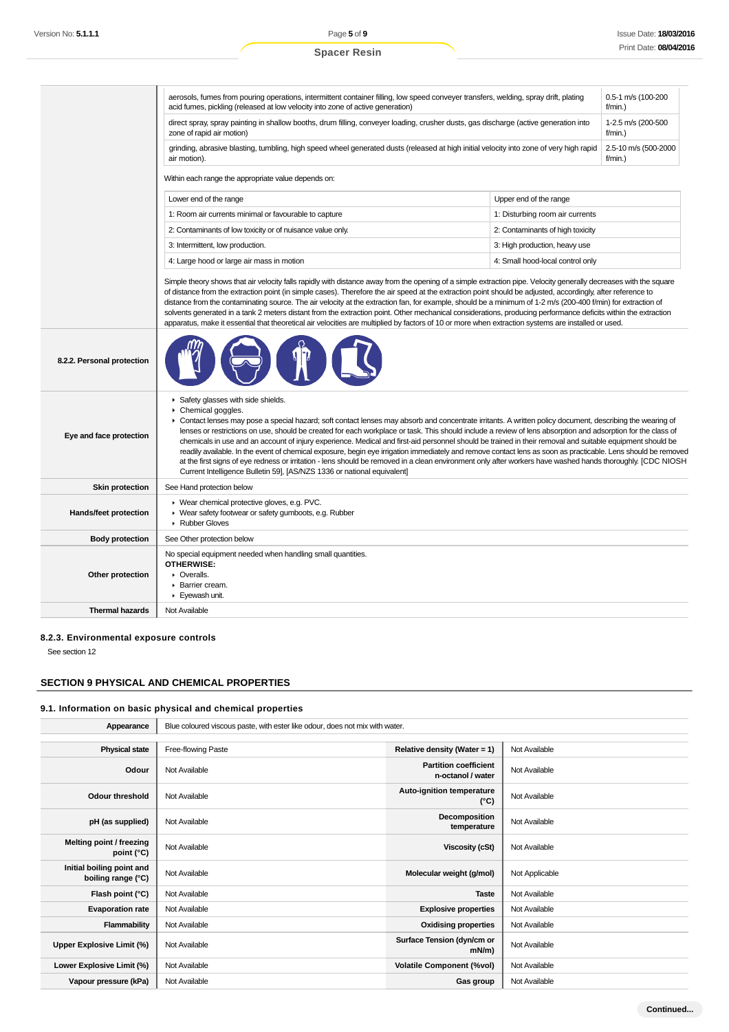| | |
|---|---|
| | aerosols, fumes from pouring operations, intermittent container filling, low speed conveyer transfers, welding, spray drift, plating acid fumes, pickling (released at low velocity into zone of active generation) — 0.5-1 m/s (100-200 f/min.)<br>direct spray, spray painting in shallow booths, drum filling, conveyer loading, crusher dusts, gas discharge (active generation into zone of rapid air motion) — 1-2.5 m/s (200-500 f/min.)<br>grinding, abrasive blasting, tumbling, high speed wheel generated dusts (released at high initial velocity into zone of very high rapid air motion). — 2.5-10 m/s (500-2000 f/min.)<br><br>Within each range the appropriate value depends on:<br><br>Lower end of the range / Upper end of the range<br>1: Room air currents minimal or favourable to capture / 1: Disturbing room air currents<br>2: Contaminants of low toxicity or of nuisance value only. / 2: Contaminants of high toxicity<br>3: Intermittent, low production. / 3: High production, heavy use<br>4: Large hood or large air mass in motion / 4: Small hood-local control only<br><br>Simple theory shows that air velocity falls rapidly with distance away from the opening of a simple extraction pipe. Velocity generally decreases with the square of distance from the extraction point (in simple cases). Therefore the air speed at the extraction point should be adjusted, accordingly, after reference to distance from the contaminating source. The air velocity at the extraction fan, for example, should be a minimum of 1-2 m/s (200-400 f/min) for extraction of solvents generated in a tank 2 meters distant from the extraction point. Other mechanical considerations, producing performance deficits within the extraction apparatus, make it essential that theoretical air velocities are multiplied by factors of 10 or more when extraction systems are installed or used. |
| **8.2.2. Personal protection** | |
| **Eye and face protection** | ▸ Safety glasses with side shields.<br>▸ Chemical goggles.<br>▸ Contact lenses may pose a special hazard; soft contact lenses may absorb and concentrate irritants. A written policy document, describing the wearing of lenses or restrictions on use, should be created for each workplace or task. This should include a review of lens absorption and adsorption for the class of chemicals in use and an account of injury experience. Medical and first-aid personnel should be trained in their removal and suitable equipment should be readily available. In the event of chemical exposure, begin eye irrigation immediately and remove contact lens as soon as practicable. Lens should be removed at the first signs of eye redness or irritation - lens should be removed in a clean environment only after workers have washed hands thoroughly. [CDC NIOSH Current Intelligence Bulletin 59], [AS/NZS 1336 or national equivalent] |
| **Skin protection** | See Hand protection below |
| **Hands/feet protection** | ▸ Wear chemical protective gloves, e.g. PVC.<br>▸ Wear safety footwear or safety gumboots, e.g. Rubber<br>▸ Rubber Gloves |
| **Body protection** | See Other protection below |
| **Other protection** | No special equipment needed when handling small quantities.<br>**OTHERWISE:**<br>▸ Overalls.<br>▸ Barrier cream.<br>▸ Eyewash unit. |
| **Thermal hazards** | Not Available |

### 8.2.3. Environmental exposure controls

See section 12

## SECTION 9 PHYSICAL AND CHEMICAL PROPERTIES

### 9.1. Information on basic physical and chemical properties

| | | | |
|---|---|---|---|
| **Appearance** | Blue coloured viscous paste, with ester like odour, does not mix with water. | | |
| **Physical state** | Free-flowing Paste | **Relative density (Water = 1)** | Not Available |
| **Odour** | Not Available | **Partition coefficient n-octanol / water** | Not Available |
| **Odour threshold** | Not Available | **Auto-ignition temperature (°C)** | Not Available |
| **pH (as supplied)** | Not Available | **Decomposition temperature** | Not Available |
| **Melting point / freezing point (°C)** | Not Available | **Viscosity (cSt)** | Not Available |
| **Initial boiling point and boiling range (°C)** | Not Available | **Molecular weight (g/mol)** | Not Applicable |
| **Flash point (°C)** | Not Available | **Taste** | Not Available |
| **Evaporation rate** | Not Available | **Explosive properties** | Not Available |
| **Flammability** | Not Available | **Oxidising properties** | Not Available |
| **Upper Explosive Limit (%)** | Not Available | **Surface Tension (dyn/cm or mN/m)** | Not Available |
| **Lower Explosive Limit (%)** | Not Available | **Volatile Component (%vol)** | Not Available |
| **Vapour pressure (kPa)** | Not Available | **Gas group** | Not Available |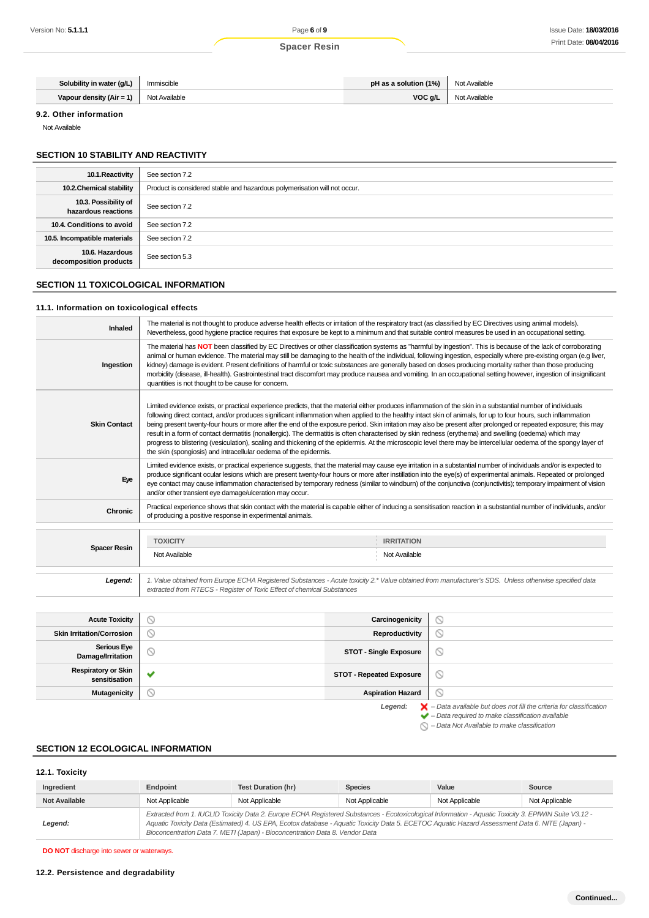| Solubility in water (g/L) | Immiscible | pH as a solution (1%) | Not Available |
|---|---|---|---|
| Vapour density (Air = 1) | Not Available | VOC g/L | Not Available |

### 9.2. Other information

Not Available

## SECTION 10 STABILITY AND REACTIVITY

| | |
|---|---|
| 10.1.Reactivity | See section 7.2 |
| 10.2.Chemical stability | Product is considered stable and hazardous polymerisation will not occur. |
| 10.3. Possibility of hazardous reactions | See section 7.2 |
| 10.4. Conditions to avoid | See section 7.2 |
| 10.5. Incompatible materials | See section 7.2 |
| 10.6. Hazardous decomposition products | See section 5.3 |

## SECTION 11 TOXICOLOGICAL INFORMATION

### 11.1. Information on toxicological effects

| | |
|---|---|
| Inhaled | The material is not thought to produce adverse health effects or irritation of the respiratory tract (as classified by EC Directives using animal models). Nevertheless, good hygiene practice requires that exposure be kept to a minimum and that suitable control measures be used in an occupational setting. |
| Ingestion | The material has **NOT** been classified by EC Directives or other classification systems as "harmful by ingestion". This is because of the lack of corroborating animal or human evidence. The material may still be damaging to the health of the individual, following ingestion, especially where pre-existing organ (e.g liver, kidney) damage is evident. Present definitions of harmful or toxic substances are generally based on doses producing mortality rather than those producing morbidity (disease, ill-health). Gastrointestinal tract discomfort may produce nausea and vomiting. In an occupational setting however, ingestion of insignificant quantities is not thought to be cause for concern. |
| Skin Contact | Limited evidence exists, or practical experience predicts, that the material either produces inflammation of the skin in a substantial number of individuals following direct contact, and/or produces significant inflammation when applied to the healthy intact skin of animals, for up to four hours, such inflammation being present twenty-four hours or more after the end of the exposure period. Skin irritation may also be present after prolonged or repeated exposure; this may result in a form of contact dermatitis (nonallergic). The dermatitis is often characterised by skin redness (erythema) and swelling (oedema) which may progress to blistering (vesiculation), scaling and thickening of the epidermis. At the microscopic level there may be intercellular oedema of the spongy layer of the skin (spongiosis) and intracellular oedema of the epidermis. |
| Eye | Limited evidence exists, or practical experience suggests, that the material may cause eye irritation in a substantial number of individuals and/or is expected to produce significant ocular lesions which are present twenty-four hours or more after instillation into the eye(s) of experimental animals. Repeated or prolonged eye contact may cause inflammation characterised by temporary redness (similar to windburn) of the conjunctiva (conjunctivitis); temporary impairment of vision and/or other transient eye damage/ulceration may occur. |
| Chronic | Practical experience shows that skin contact with the material is capable either of inducing a sensitisation reaction in a substantial number of individuals, and/or of producing a positive response in experimental animals. |

| Spacer Resin | TOXICITY | IRRITATION |
|---|---|---|
| | Not Available | Not Available |

**Legend:** *1. Value obtained from Europe ECHA Registered Substances - Acute toxicity 2.* Value obtained from manufacturer's SDS. Unless otherwise specified data extracted from RTECS - Register of Toxic Effect of chemical Substances*

| | | | |
|---|---|---|---|
| Acute Toxicity | ⃠ | Carcinogenicity | ⃠ |
| Skin Irritation/Corrosion | ⃠ | Reproductivity | ⃠ |
| Serious Eye Damage/Irritation | ⃠ | STOT - Single Exposure | ⃠ |
| Respiratory or Skin sensitisation | ✔ | STOT - Repeated Exposure | ⃠ |
| Mutagenicity | ⃠ | Aspiration Hazard | ⃠ |

*Legend:*
- ✖ *– Data available but does not fill the criteria for classification*
- ✔ *– Data required to make classification available*
- ⃠ *– Data Not Available to make classification*

## SECTION 12 ECOLOGICAL INFORMATION

### 12.1. Toxicity

| Ingredient | Endpoint | Test Duration (hr) | Species | Value | Source |
|---|---|---|---|---|---|
| Not Available | Not Applicable | Not Applicable | Not Applicable | Not Applicable | Not Applicable |
| *Legend:* | *Extracted from 1. IUCLID Toxicity Data 2. Europe ECHA Registered Substances - Ecotoxicological Information - Aquatic Toxicity 3. EPIWIN Suite V3.12 - Aquatic Toxicity Data (Estimated) 4. US EPA, Ecotox database - Aquatic Toxicity Data 5. ECETOC Aquatic Hazard Assessment Data 6. NITE (Japan) - Bioconcentration Data 7. METI (Japan) - Bioconcentration Data 8. Vendor Data* | | | | |

**DO NOT** discharge into sewer or waterways.

### 12.2. Persistence and degradability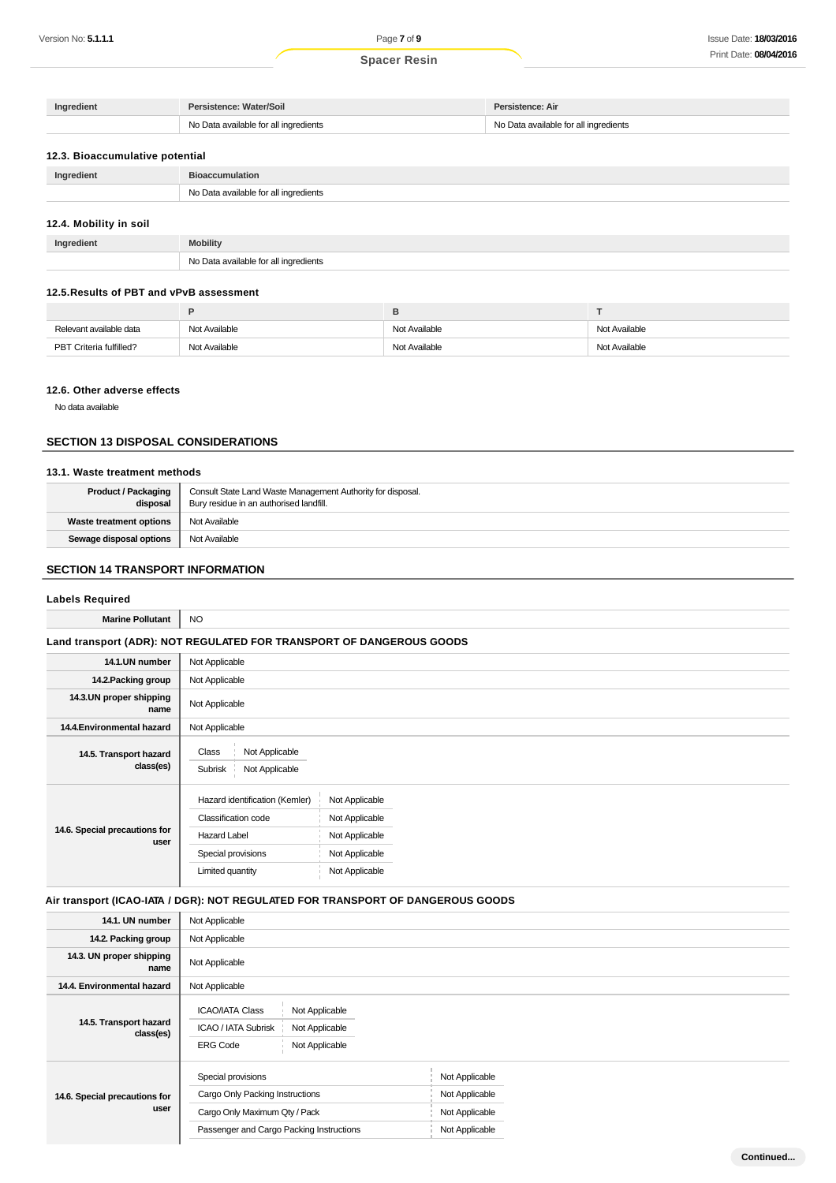| Ingredient | Persistence: Water/Soil | Persistence: Air |
| --- | --- | --- |
| | No Data available for all ingredients | No Data available for all ingredients |

### 12.3. Bioaccumulative potential

| Ingredient | Bioaccumulation |
| --- | --- |
| | No Data available for all ingredients |

### 12.4. Mobility in soil

| Ingredient | Mobility |
| --- | --- |
| | No Data available for all ingredients |

### 12.5.Results of PBT and vPvB assessment

| | P | B | T |
| --- | --- | --- | --- |
| Relevant available data | Not Available | Not Available | Not Available |
| PBT Criteria fulfilled? | Not Available | Not Available | Not Available |

### 12.6. Other adverse effects

No data available

## SECTION 13 DISPOSAL CONSIDERATIONS

### 13.1. Waste treatment methods

| | |
| --- | --- |
| **Product / Packaging disposal** | Consult State Land Waste Management Authority for disposal.<br>Bury residue in an authorised landfill. |
| **Waste treatment options** | Not Available |
| **Sewage disposal options** | Not Available |

## SECTION 14 TRANSPORT INFORMATION

### Labels Required

| | |
| --- | --- |
| **Marine Pollutant** | NO |

### Land transport (ADR): NOT REGULATED FOR TRANSPORT OF DANGEROUS GOODS

| | |
| --- | --- |
| **14.1.UN number** | Not Applicable |
| **14.2.Packing group** | Not Applicable |
| **14.3.UN proper shipping name** | Not Applicable |
| **14.4.Environmental hazard** | Not Applicable |
| **14.5. Transport hazard class(es)** | Class: Not Applicable<br>Subrisk: Not Applicable |
| **14.6. Special precautions for user** | Hazard identification (Kemler): Not Applicable<br>Classification code: Not Applicable<br>Hazard Label: Not Applicable<br>Special provisions: Not Applicable<br>Limited quantity: Not Applicable |

### Air transport (ICAO-IATA / DGR): NOT REGULATED FOR TRANSPORT OF DANGEROUS GOODS

| | |
| --- | --- |
| **14.1. UN number** | Not Applicable |
| **14.2. Packing group** | Not Applicable |
| **14.3. UN proper shipping name** | Not Applicable |
| **14.4. Environmental hazard** | Not Applicable |
| **14.5. Transport hazard class(es)** | ICAO/IATA Class: Not Applicable<br>ICAO / IATA Subrisk: Not Applicable<br>ERG Code: Not Applicable |
| **14.6. Special precautions for user** | Special provisions: Not Applicable<br>Cargo Only Packing Instructions: Not Applicable<br>Cargo Only Maximum Qty / Pack: Not Applicable<br>Passenger and Cargo Packing Instructions: Not Applicable |

**Continued...**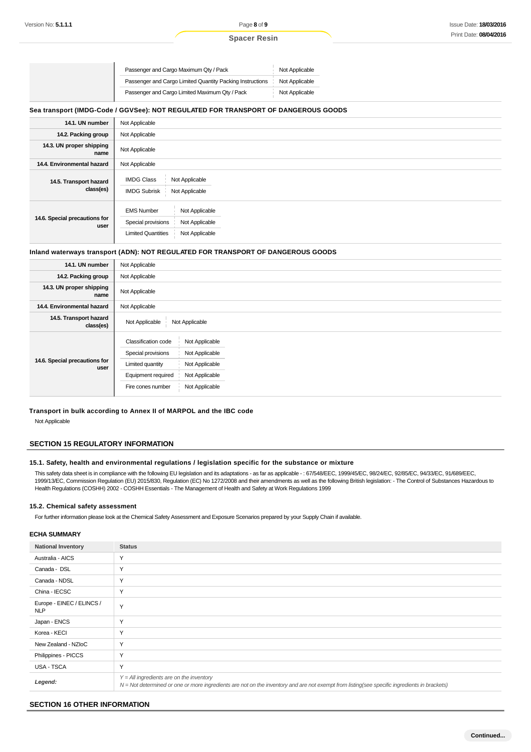| | | |
|---|---|---|
| | Passenger and Cargo Maximum Qty / Pack | Not Applicable |
| | Passenger and Cargo Limited Quantity Packing Instructions | Not Applicable |
| | Passenger and Cargo Limited Maximum Qty / Pack | Not Applicable |

**Sea transport (IMDG-Code / GGVSee): NOT REGULATED FOR TRANSPORT OF DANGEROUS GOODS**

| | |
|---|---|
| **14.1. UN number** | Not Applicable |
| **14.2. Packing group** | Not Applicable |
| **14.3. UN proper shipping name** | Not Applicable |
| **14.4. Environmental hazard** | Not Applicable |
| **14.5. Transport hazard class(es)** | IMDG Class: Not Applicable<br>IMDG Subrisk: Not Applicable |
| **14.6. Special precautions for user** | EMS Number: Not Applicable<br>Special provisions: Not Applicable<br>Limited Quantities: Not Applicable |

**Inland waterways transport (ADN): NOT REGULATED FOR TRANSPORT OF DANGEROUS GOODS**

| | |
|---|---|
| **14.1. UN number** | Not Applicable |
| **14.2. Packing group** | Not Applicable |
| **14.3. UN proper shipping name** | Not Applicable |
| **14.4. Environmental hazard** | Not Applicable |
| **14.5. Transport hazard class(es)** | Not Applicable: Not Applicable |
| **14.6. Special precautions for user** | Classification code: Not Applicable<br>Special provisions: Not Applicable<br>Limited quantity: Not Applicable<br>Equipment required: Not Applicable<br>Fire cones number: Not Applicable |

**Transport in bulk according to Annex II of MARPOL and the IBC code**

Not Applicable

## SECTION 15 REGULATORY INFORMATION

### 15.1. Safety, health and environmental regulations / legislation specific for the substance or mixture

This safety data sheet is in compliance with the following EU legislation and its adaptations - as far as applicable - : 67/548/EEC, 1999/45/EC, 98/24/EC, 92/85/EC, 94/33/EC, 91/689/EEC, 1999/13/EC, Commission Regulation (EU) 2015/830, Regulation (EC) No 1272/2008 and their amendments as well as the following British legislation: - The Control of Substances Hazardous to Health Regulations (COSHH) 2002 - COSHH Essentials - The Management of Health and Safety at Work Regulations 1999

### 15.2. Chemical safety assessment

For further information please look at the Chemical Safety Assessment and Exposure Scenarios prepared by your Supply Chain if available.

### ECHA SUMMARY

| National Inventory | Status |
|---|---|
| Australia - AICS | Y |
| Canada - DSL | Y |
| Canada - NDSL | Y |
| China - IECSC | Y |
| Europe - EINEC / ELINCS / NLP | Y |
| Japan - ENCS | Y |
| Korea - KECI | Y |
| New Zealand - NZIoC | Y |
| Philippines - PICCS | Y |
| USA - TSCA | Y |
| ***Legend:*** | *Y = All ingredients are on the inventory*<br>*N = Not determined or one or more ingredients are not on the inventory and are not exempt from listing(see specific ingredients in brackets)* |

## SECTION 16 OTHER INFORMATION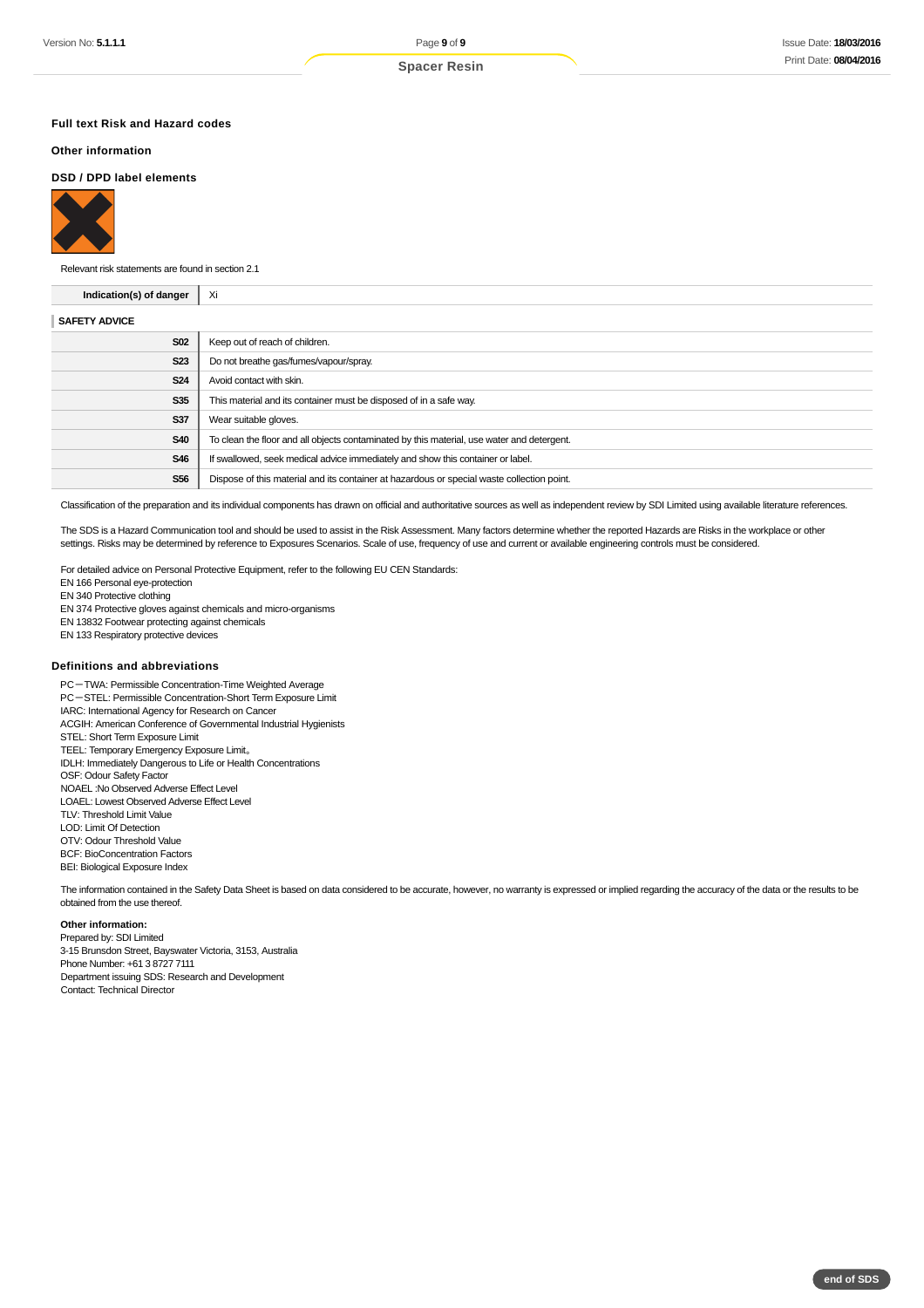### Full text Risk and Hazard codes

### Other information

### DSD / DPD label elements

Relevant risk statements are found in section 2.1

| | |
|---|---|
| **Indication(s) of danger** | Xi |

**SAFETY ADVICE**

| | |
|---|---|
| **S02** | Keep out of reach of children. |
| **S23** | Do not breathe gas/fumes/vapour/spray. |
| **S24** | Avoid contact with skin. |
| **S35** | This material and its container must be disposed of in a safe way. |
| **S37** | Wear suitable gloves. |
| **S40** | To clean the floor and all objects contaminated by this material, use water and detergent. |
| **S46** | If swallowed, seek medical advice immediately and show this container or label. |
| **S56** | Dispose of this material and its container at hazardous or special waste collection point. |

Classification of the preparation and its individual components has drawn on official and authoritative sources as well as independent review by SDI Limited using available literature references.

The SDS is a Hazard Communication tool and should be used to assist in the Risk Assessment. Many factors determine whether the reported Hazards are Risks in the workplace or other settings. Risks may be determined by reference to Exposures Scenarios. Scale of use, frequency of use and current or available engineering controls must be considered.

For detailed advice on Personal Protective Equipment, refer to the following EU CEN Standards:
EN 166 Personal eye-protection
EN 340 Protective clothing
EN 374 Protective gloves against chemicals and micro-organisms
EN 13832 Footwear protecting against chemicals
EN 133 Respiratory protective devices

### Definitions and abbreviations

PC－TWA: Permissible Concentration-Time Weighted Average
PC－STEL: Permissible Concentration-Short Term Exposure Limit
IARC: International Agency for Research on Cancer
ACGIH: American Conference of Governmental Industrial Hygienists
STEL: Short Term Exposure Limit
TEEL: Temporary Emergency Exposure Limit。
IDLH: Immediately Dangerous to Life or Health Concentrations
OSF: Odour Safety Factor
NOAEL :No Observed Adverse Effect Level
LOAEL: Lowest Observed Adverse Effect Level
TLV: Threshold Limit Value
LOD: Limit Of Detection
OTV: Odour Threshold Value
BCF: BioConcentration Factors
BEI: Biological Exposure Index

The information contained in the Safety Data Sheet is based on data considered to be accurate, however, no warranty is expressed or implied regarding the accuracy of the data or the results to be obtained from the use thereof.

**Other information:**
Prepared by: SDI Limited
3-15 Brunsdon Street, Bayswater Victoria, 3153, Australia
Phone Number: +61 3 8727 7111
Department issuing SDS: Research and Development
Contact: Technical Director

end of SDS